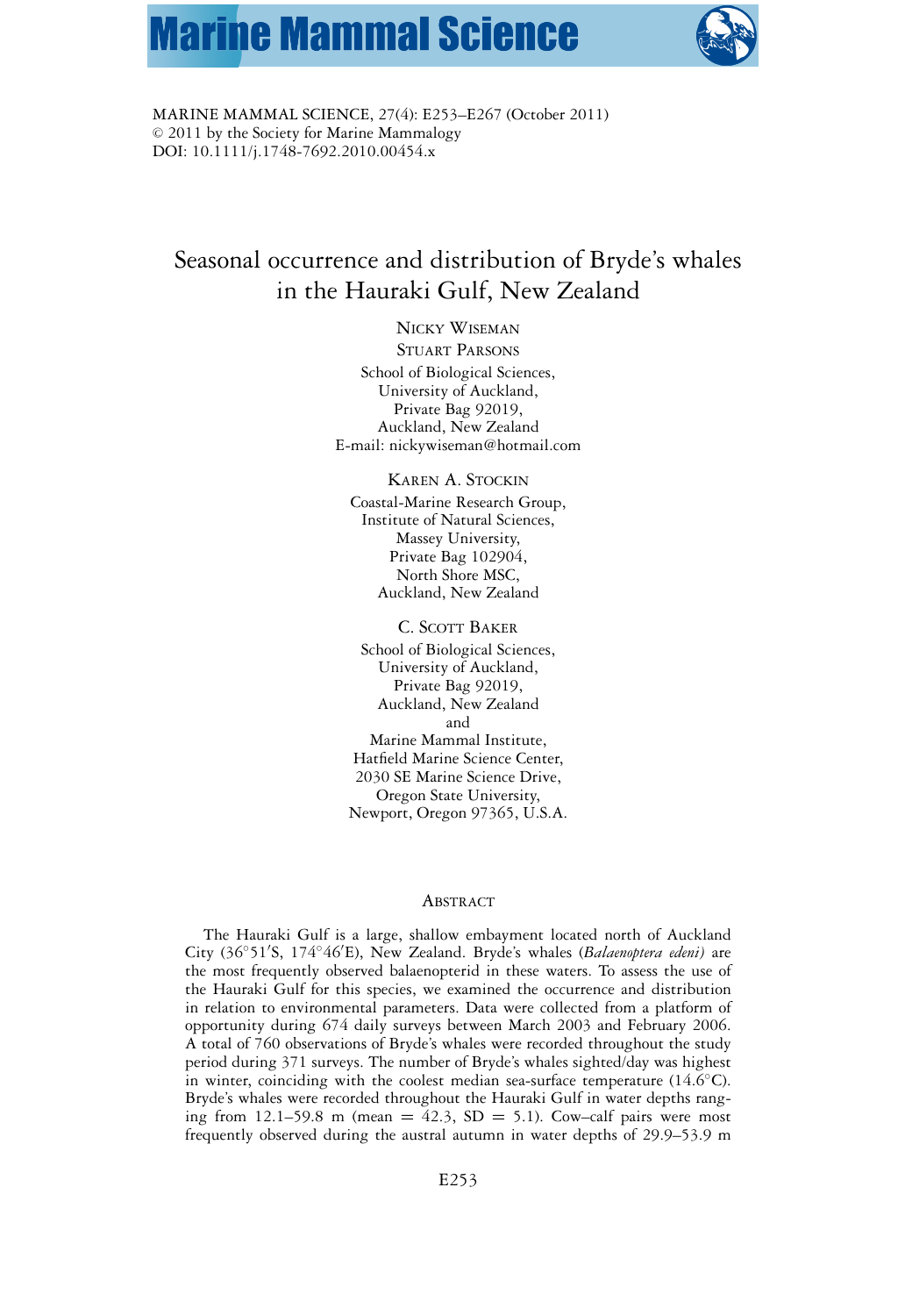# Seasonal occurrence and distribution of Bryde's whales in the Hauraki Gulf, New Zealand

NICKY WISEMAN
STUART PARSONS
School of Biological Sciences,
University of Auckland,
Private Bag 92019,
Auckland, New Zealand
E-mail: nickywiseman@hotmail.com

KAREN A. STOCKIN
Coastal-Marine Research Group,
Institute of Natural Sciences,
Massey University,
Private Bag 102904,
North Shore MSC,
Auckland, New Zealand

C. SCOTT BAKER
School of Biological Sciences,
University of Auckland,
Private Bag 92019,
Auckland, New Zealand
and
Marine Mammal Institute,
Hatfield Marine Science Center,
2030 SE Marine Science Drive,
Oregon State University,
Newport, Oregon 97365, U.S.A.

## ABSTRACT

The Hauraki Gulf is a large, shallow embayment located north of Auckland City (36°51′S, 174°46′E), New Zealand. Bryde's whales (*Balaenoptera edeni)* are the most frequently observed balaenopterid in these waters. To assess the use of the Hauraki Gulf for this species, we examined the occurrence and distribution in relation to environmental parameters. Data were collected from a platform of opportunity during 674 daily surveys between March 2003 and February 2006. A total of 760 observations of Bryde's whales were recorded throughout the study period during 371 surveys. The number of Bryde's whales sighted/day was highest in winter, coinciding with the coolest median sea-surface temperature (14.6°C). Bryde's whales were recorded throughout the Hauraki Gulf in water depths ranging from 12.1–59.8 m (mean = 42.3, SD = 5.1). Cow–calf pairs were most frequently observed during the austral autumn in water depths of 29.9–53.9 m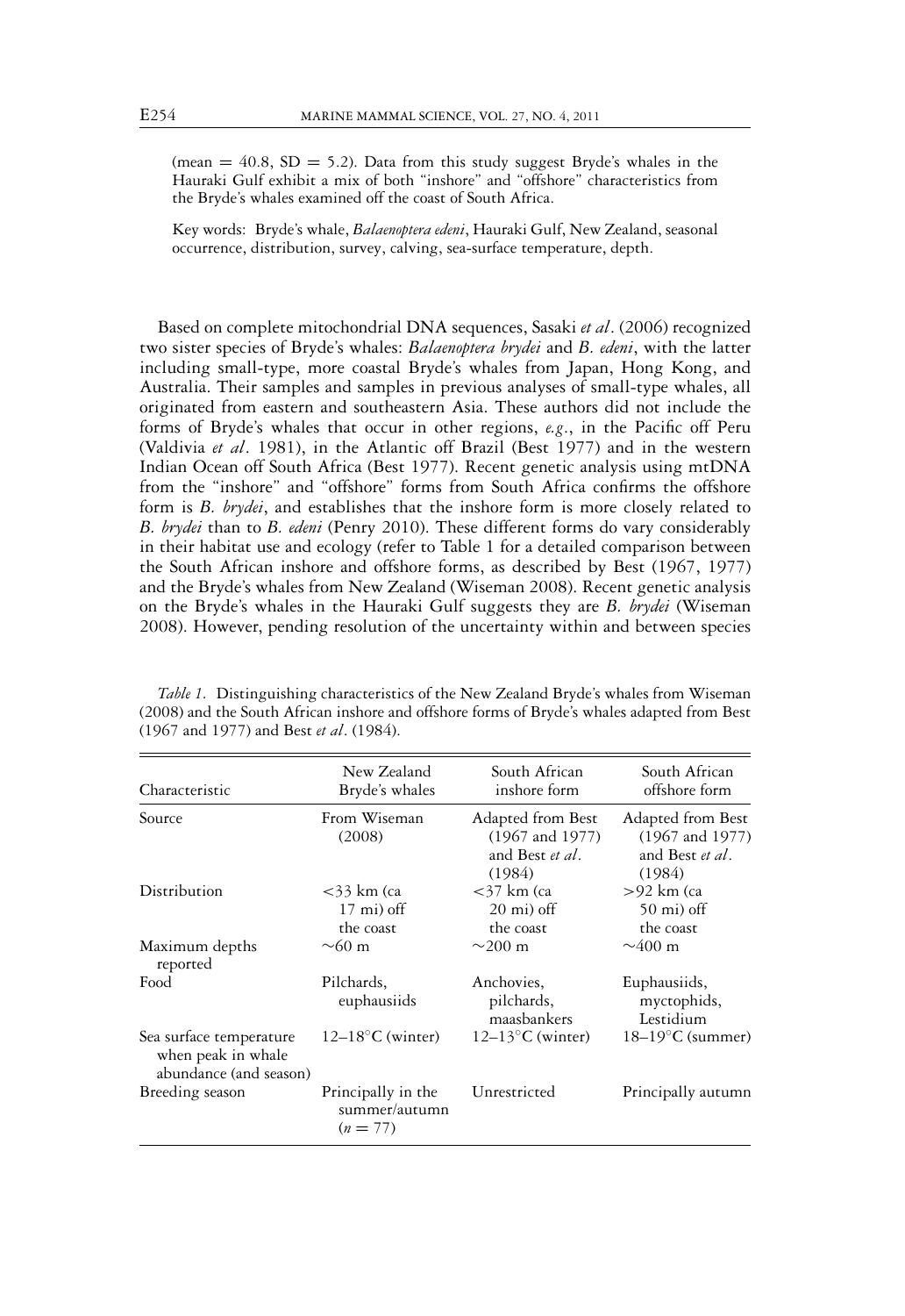(mean = 40.8, SD = 5.2). Data from this study suggest Bryde's whales in the Hauraki Gulf exhibit a mix of both "inshore" and "offshore" characteristics from the Bryde's whales examined off the coast of South Africa.

Key words: Bryde's whale, *Balaenoptera edeni*, Hauraki Gulf, New Zealand, seasonal occurrence, distribution, survey, calving, sea-surface temperature, depth.

Based on complete mitochondrial DNA sequences, Sasaki *et al*. (2006) recognized two sister species of Bryde's whales: *Balaenoptera brydei* and *B. edeni*, with the latter including small-type, more coastal Bryde's whales from Japan, Hong Kong, and Australia. Their samples and samples in previous analyses of small-type whales, all originated from eastern and southeastern Asia. These authors did not include the forms of Bryde's whales that occur in other regions, *e.g*., in the Pacific off Peru (Valdivia *et al*. 1981), in the Atlantic off Brazil (Best 1977) and in the western Indian Ocean off South Africa (Best 1977). Recent genetic analysis using mtDNA from the "inshore" and "offshore" forms from South Africa confirms the offshore form is *B. brydei*, and establishes that the inshore form is more closely related to *B. brydei* than to *B. edeni* (Penry 2010). These different forms do vary considerably in their habitat use and ecology (refer to Table 1 for a detailed comparison between the South African inshore and offshore forms, as described by Best (1967, 1977) and the Bryde's whales from New Zealand (Wiseman 2008). Recent genetic analysis on the Bryde's whales in the Hauraki Gulf suggests they are *B. brydei* (Wiseman 2008). However, pending resolution of the uncertainty within and between species

*Table 1*. Distinguishing characteristics of the New Zealand Bryde's whales from Wiseman (2008) and the South African inshore and offshore forms of Bryde's whales adapted from Best (1967 and 1977) and Best *et al*. (1984).

| Characteristic | New Zealand Bryde's whales | South African inshore form | South African offshore form |
|---|---|---|---|
| Source | From Wiseman (2008) | Adapted from Best (1967 and 1977) and Best *et al*. (1984) | Adapted from Best (1967 and 1977) and Best *et al*. (1984) |
| Distribution | <33 km (ca 17 mi) off the coast | <37 km (ca 20 mi) off the coast | >92 km (ca 50 mi) off the coast |
| Maximum depths reported | ~60 m | ~200 m | ~400 m |
| Food | Pilchards, euphausiids | Anchovies, pilchards, maasbankers | Euphausiids, myctophids, Lestidium |
| Sea surface temperature when peak in whale abundance (and season) | 12–18°C (winter) | 12–13°C (winter) | 18–19°C (summer) |
| Breeding season | Principally in the summer/autumn ($n = 77$) | Unrestricted | Principally autumn |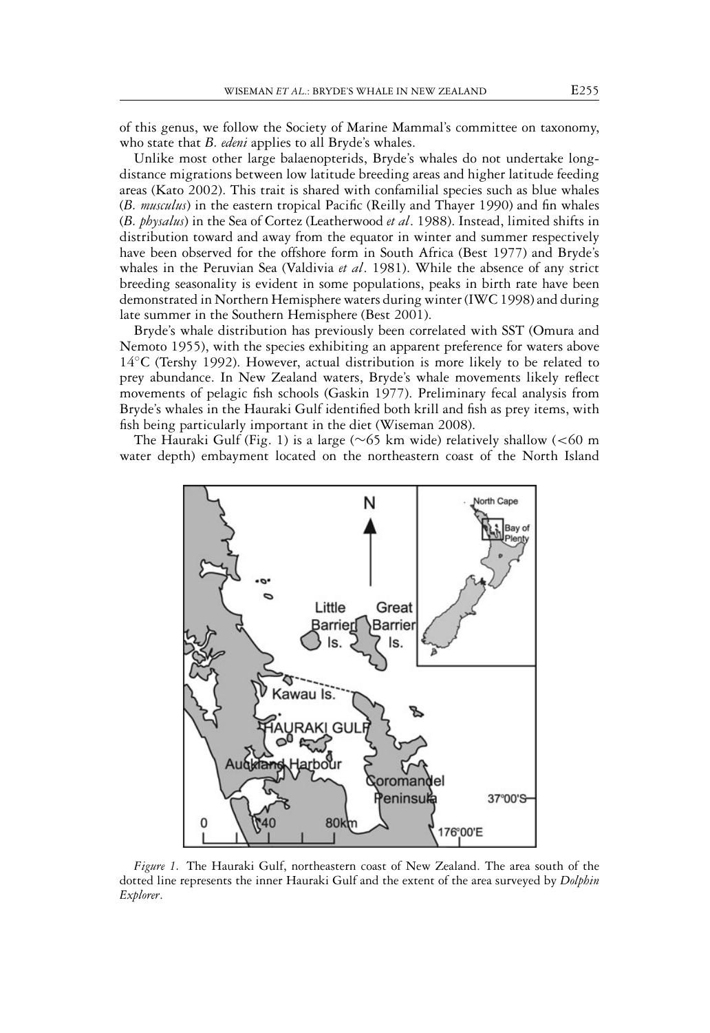of this genus, we follow the Society of Marine Mammal's committee on taxonomy, who state that *B. edeni* applies to all Bryde's whales.

Unlike most other large balaenopterids, Bryde's whales do not undertake long-distance migrations between low latitude breeding areas and higher latitude feeding areas (Kato 2002). This trait is shared with confamilial species such as blue whales (*B. musculus*) in the eastern tropical Pacific (Reilly and Thayer 1990) and fin whales (*B. physalus*) in the Sea of Cortez (Leatherwood *et al*. 1988). Instead, limited shifts in distribution toward and away from the equator in winter and summer respectively have been observed for the offshore form in South Africa (Best 1977) and Bryde's whales in the Peruvian Sea (Valdivia *et al*. 1981). While the absence of any strict breeding seasonality is evident in some populations, peaks in birth rate have been demonstrated in Northern Hemisphere waters during winter (IWC 1998) and during late summer in the Southern Hemisphere (Best 2001).

Bryde's whale distribution has previously been correlated with SST (Omura and Nemoto 1955), with the species exhibiting an apparent preference for waters above 14°C (Tershy 1992). However, actual distribution is more likely to be related to prey abundance. In New Zealand waters, Bryde's whale movements likely reflect movements of pelagic fish schools (Gaskin 1977). Preliminary fecal analysis from Bryde's whales in the Hauraki Gulf identified both krill and fish as prey items, with fish being particularly important in the diet (Wiseman 2008).

The Hauraki Gulf (Fig. 1) is a large (~65 km wide) relatively shallow (<60 m water depth) embayment located on the northeastern coast of the North Island

*Figure 1.* The Hauraki Gulf, northeastern coast of New Zealand. The area south of the dotted line represents the inner Hauraki Gulf and the extent of the area surveyed by *Dolphin Explorer*.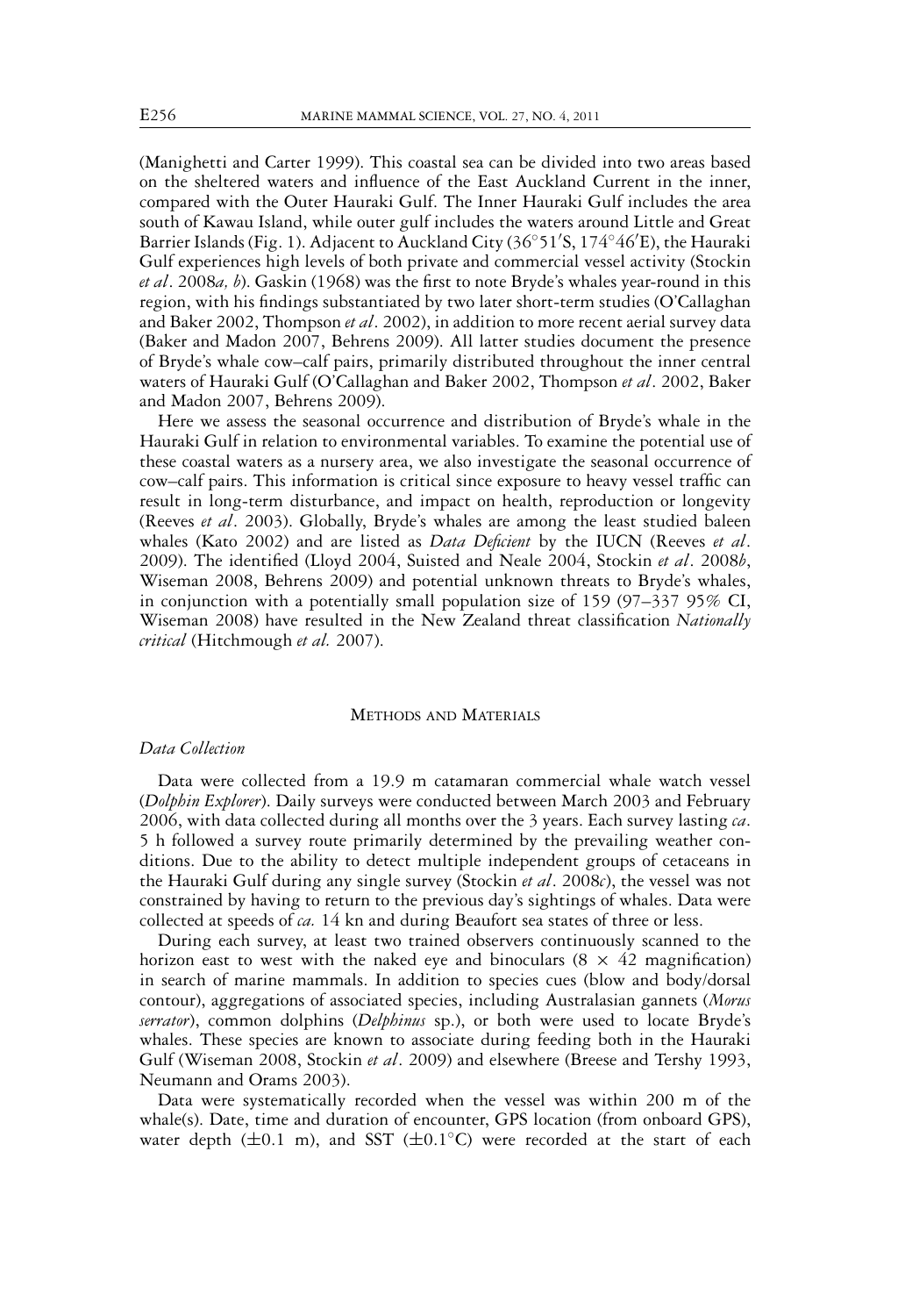(Manighetti and Carter 1999). This coastal sea can be divided into two areas based on the sheltered waters and influence of the East Auckland Current in the inner, compared with the Outer Hauraki Gulf. The Inner Hauraki Gulf includes the area south of Kawau Island, while outer gulf includes the waters around Little and Great Barrier Islands (Fig. 1). Adjacent to Auckland City (36°51′S, 174°46′E), the Hauraki Gulf experiences high levels of both private and commercial vessel activity (Stockin *et al*. 2008*a, b*). Gaskin (1968) was the first to note Bryde's whales year-round in this region, with his findings substantiated by two later short-term studies (O'Callaghan and Baker 2002, Thompson *et al*. 2002), in addition to more recent aerial survey data (Baker and Madon 2007, Behrens 2009). All latter studies document the presence of Bryde's whale cow–calf pairs, primarily distributed throughout the inner central waters of Hauraki Gulf (O'Callaghan and Baker 2002, Thompson *et al*. 2002, Baker and Madon 2007, Behrens 2009).

Here we assess the seasonal occurrence and distribution of Bryde's whale in the Hauraki Gulf in relation to environmental variables. To examine the potential use of these coastal waters as a nursery area, we also investigate the seasonal occurrence of cow–calf pairs. This information is critical since exposure to heavy vessel traffic can result in long-term disturbance, and impact on health, reproduction or longevity (Reeves *et al*. 2003). Globally, Bryde's whales are among the least studied baleen whales (Kato 2002) and are listed as *Data Deficient* by the IUCN (Reeves *et al*. 2009). The identified (Lloyd 2004, Suisted and Neale 2004, Stockin *et al*. 2008*b*, Wiseman 2008, Behrens 2009) and potential unknown threats to Bryde's whales, in conjunction with a potentially small population size of 159 (97–337 95% CI, Wiseman 2008) have resulted in the New Zealand threat classification *Nationally critical* (Hitchmough *et al.* 2007).

## Methods and Materials

### *Data Collection*

Data were collected from a 19.9 m catamaran commercial whale watch vessel (*Dolphin Explorer*). Daily surveys were conducted between March 2003 and February 2006, with data collected during all months over the 3 years. Each survey lasting *ca*. 5 h followed a survey route primarily determined by the prevailing weather conditions. Due to the ability to detect multiple independent groups of cetaceans in the Hauraki Gulf during any single survey (Stockin *et al*. 2008*c*), the vessel was not constrained by having to return to the previous day's sightings of whales. Data were collected at speeds of *ca.* 14 kn and during Beaufort sea states of three or less.

During each survey, at least two trained observers continuously scanned to the horizon east to west with the naked eye and binoculars ($8 \times 42$ magnification) in search of marine mammals. In addition to species cues (blow and body/dorsal contour), aggregations of associated species, including Australasian gannets (*Morus serrator*), common dolphins (*Delphinus* sp.), or both were used to locate Bryde's whales. These species are known to associate during feeding both in the Hauraki Gulf (Wiseman 2008, Stockin *et al*. 2009) and elsewhere (Breese and Tershy 1993, Neumann and Orams 2003).

Data were systematically recorded when the vessel was within 200 m of the whale(s). Date, time and duration of encounter, GPS location (from onboard GPS), water depth (±0.1 m), and SST (±0.1°C) were recorded at the start of each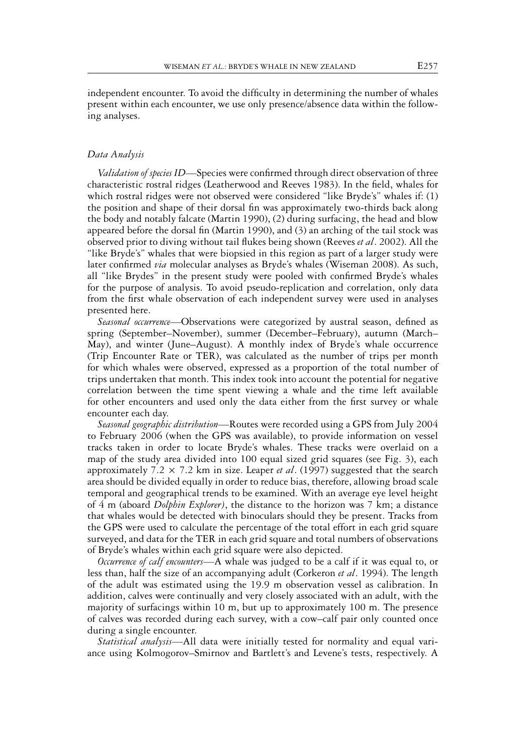independent encounter. To avoid the difficulty in determining the number of whales present within each encounter, we use only presence/absence data within the following analyses.

### *Data Analysis*

*Validation of species ID*—Species were confirmed through direct observation of three characteristic rostral ridges (Leatherwood and Reeves 1983). In the field, whales for which rostral ridges were not observed were considered "like Bryde's" whales if: (1) the position and shape of their dorsal fin was approximately two-thirds back along the body and notably falcate (Martin 1990), (2) during surfacing, the head and blow appeared before the dorsal fin (Martin 1990), and (3) an arching of the tail stock was observed prior to diving without tail flukes being shown (Reeves *et al*. 2002). All the "like Bryde's" whales that were biopsied in this region as part of a larger study were later confirmed *via* molecular analyses as Bryde's whales (Wiseman 2008). As such, all "like Brydes" in the present study were pooled with confirmed Bryde's whales for the purpose of analysis. To avoid pseudo-replication and correlation, only data from the first whale observation of each independent survey were used in analyses presented here.

*Seasonal occurrence*—Observations were categorized by austral season, defined as spring (September–November), summer (December–February), autumn (March–May), and winter (June–August). A monthly index of Bryde's whale occurrence (Trip Encounter Rate or TER), was calculated as the number of trips per month for which whales were observed, expressed as a proportion of the total number of trips undertaken that month. This index took into account the potential for negative correlation between the time spent viewing a whale and the time left available for other encounters and used only the data either from the first survey or whale encounter each day.

*Seasonal geographic distribution*—Routes were recorded using a GPS from July 2004 to February 2006 (when the GPS was available), to provide information on vessel tracks taken in order to locate Bryde's whales. These tracks were overlaid on a map of the study area divided into 100 equal sized grid squares (see Fig. 3), each approximately $7.2 \times 7.2$ km in size. Leaper *et al*. (1997) suggested that the search area should be divided equally in order to reduce bias, therefore, allowing broad scale temporal and geographical trends to be examined. With an average eye level height of 4 m (aboard *Dolphin Explorer)*, the distance to the horizon was 7 km; a distance that whales would be detected with binoculars should they be present. Tracks from the GPS were used to calculate the percentage of the total effort in each grid square surveyed, and data for the TER in each grid square and total numbers of observations of Bryde's whales within each grid square were also depicted.

*Occurrence of calf encounters*—A whale was judged to be a calf if it was equal to, or less than, half the size of an accompanying adult (Corkeron *et al*. 1994). The length of the adult was estimated using the 19.9 m observation vessel as calibration. In addition, calves were continually and very closely associated with an adult, with the majority of surfacings within 10 m, but up to approximately 100 m. The presence of calves was recorded during each survey, with a cow–calf pair only counted once during a single encounter.

*Statistical analysis*—All data were initially tested for normality and equal variance using Kolmogorov–Smirnov and Bartlett's and Levene's tests, respectively. A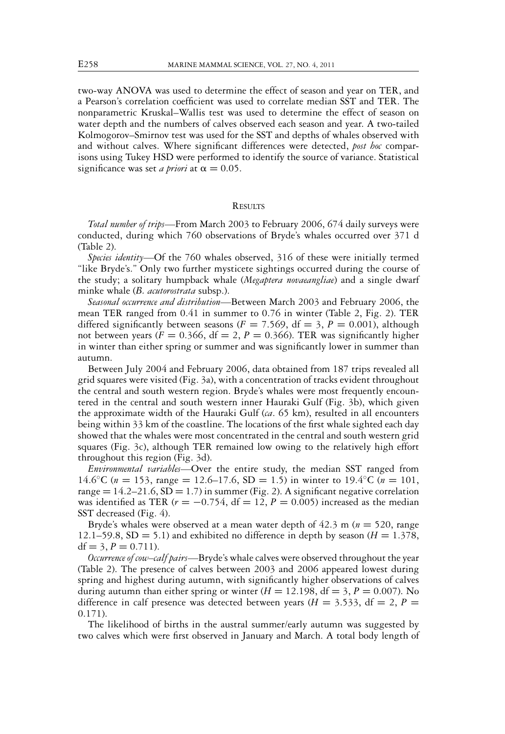two-way ANOVA was used to determine the effect of season and year on TER, and a Pearson's correlation coefficient was used to correlate median SST and TER. The nonparametric Kruskal–Wallis test was used to determine the effect of season on water depth and the numbers of calves observed each season and year. A two-tailed Kolmogorov–Smirnov test was used for the SST and depths of whales observed with and without calves. Where significant differences were detected, *post hoc* comparisons using Tukey HSD were performed to identify the source of variance. Statistical significance was set *a priori* at $\alpha = 0.05$.

## Results

*Total number of trips*—From March 2003 to February 2006, 674 daily surveys were conducted, during which 760 observations of Bryde's whales occurred over 371 d (Table 2).

*Species identity*—Of the 760 whales observed, 316 of these were initially termed "like Bryde's." Only two further mysticete sightings occurred during the course of the study; a solitary humpback whale (*Megaptera novaeangliae*) and a single dwarf minke whale (*B. acutorostrata* subsp.).

*Seasonal occurrence and distribution*—Between March 2003 and February 2006, the mean TER ranged from 0.41 in summer to 0.76 in winter (Table 2, Fig. 2). TER differed significantly between seasons ($F = 7.569$, df = 3, $P = 0.001$), although not between years ($F = 0.366$, df = 2, $P = 0.366$). TER was significantly higher in winter than either spring or summer and was significantly lower in summer than autumn.

Between July 2004 and February 2006, data obtained from 187 trips revealed all grid squares were visited (Fig. 3a), with a concentration of tracks evident throughout the central and south western region. Bryde's whales were most frequently encountered in the central and south western inner Hauraki Gulf (Fig. 3b), which given the approximate width of the Hauraki Gulf (*ca*. 65 km), resulted in all encounters being within 33 km of the coastline. The locations of the first whale sighted each day showed that the whales were most concentrated in the central and south western grid squares (Fig. 3c), although TER remained low owing to the relatively high effort throughout this region (Fig. 3d).

*Environmental variables*—Over the entire study, the median SST ranged from 14.6°C ($n = 153$, range = 12.6–17.6, SD = 1.5) in winter to 19.4°C ($n = 101$, range = 14.2–21.6, SD = 1.7) in summer (Fig. 2). A significant negative correlation was identified as TER ($r = -0.754$, df = 12, $P = 0.005$) increased as the median SST decreased (Fig. 4).

Bryde's whales were observed at a mean water depth of 42.3 m ($n = 520$, range 12.1–59.8, SD = 5.1) and exhibited no difference in depth by season ($H = 1.378$, df = 3, $P = 0.711$).

*Occurrence of cow–calf pairs*—Bryde's whale calves were observed throughout the year (Table 2). The presence of calves between 2003 and 2006 appeared lowest during spring and highest during autumn, with significantly higher observations of calves during autumn than either spring or winter ($H = 12.198$, df = 3, $P = 0.007$). No difference in calf presence was detected between years ($H = 3.533$, df = 2, $P = 0.171$).

The likelihood of births in the austral summer/early autumn was suggested by two calves which were first observed in January and March. A total body length of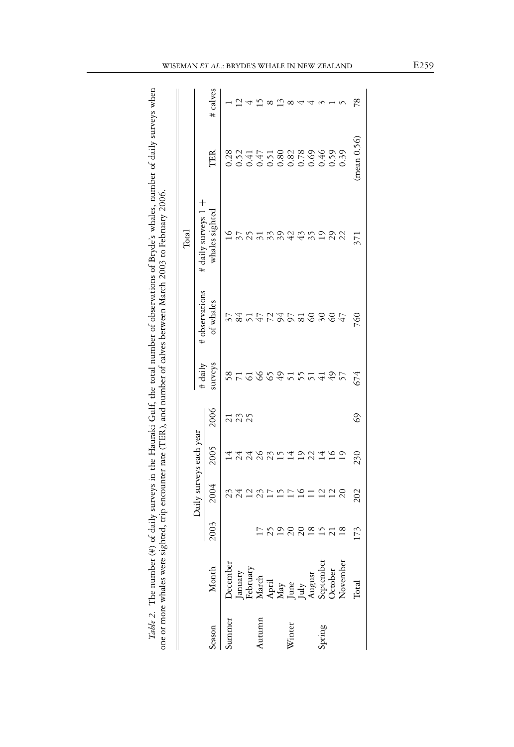*Table 2.* The number (#) of daily surveys in the Hauraki Gulf, the total number of observations of Bryde's whales, number of daily surveys when one or more whales were sighted, trip encounter rate (TER), and number of calves between March 2003 to February 2006.

| Season | Month | Daily surveys each year | | | | Total | | | | |
|---|---|---|---|---|---|---|---|---|---|---|
| | | 2003 | 2004 | 2005 | 2006 | # daily surveys | # observations of whales | # daily surveys 1 + whales sighted | TER | # calves |
| Summer | December | | 23 | 14 | 21 | 58 | 37 | 16 | 0.28 | 1 |
| | January | | 24 | 24 | 23 | 71 | 84 | 37 | 0.52 | 12 |
| | February | | 12 | 24 | 25 | 61 | 51 | 25 | 0.41 | 4 |
| Autumn | March | 17 | 23 | 26 | | 66 | 47 | 31 | 0.47 | 15 |
| | April | 25 | 17 | 23 | | 65 | 72 | 33 | 0.51 | 8 |
| | May | 19 | 15 | 15 | | 49 | 94 | 39 | 0.80 | 13 |
| Winter | June | 20 | 17 | 14 | | 51 | 97 | 42 | 0.82 | 8 |
| | July | 20 | 16 | 19 | | 55 | 81 | 43 | 0.78 | 4 |
| | August | 18 | 11 | 22 | | 51 | 60 | 35 | 0.69 | 4 |
| Spring | September | 15 | 12 | 14 | | 41 | 30 | 19 | 0.46 | 3 |
| | October | 21 | 12 | 16 | | 49 | 60 | 29 | 0.59 | 1 |
| | November | 18 | 20 | 19 | | 57 | 47 | 22 | 0.39 | 5 |
| | Total | 173 | 202 | 230 | 69 | 674 | 760 | 371 | (mean 0.56) | 78 |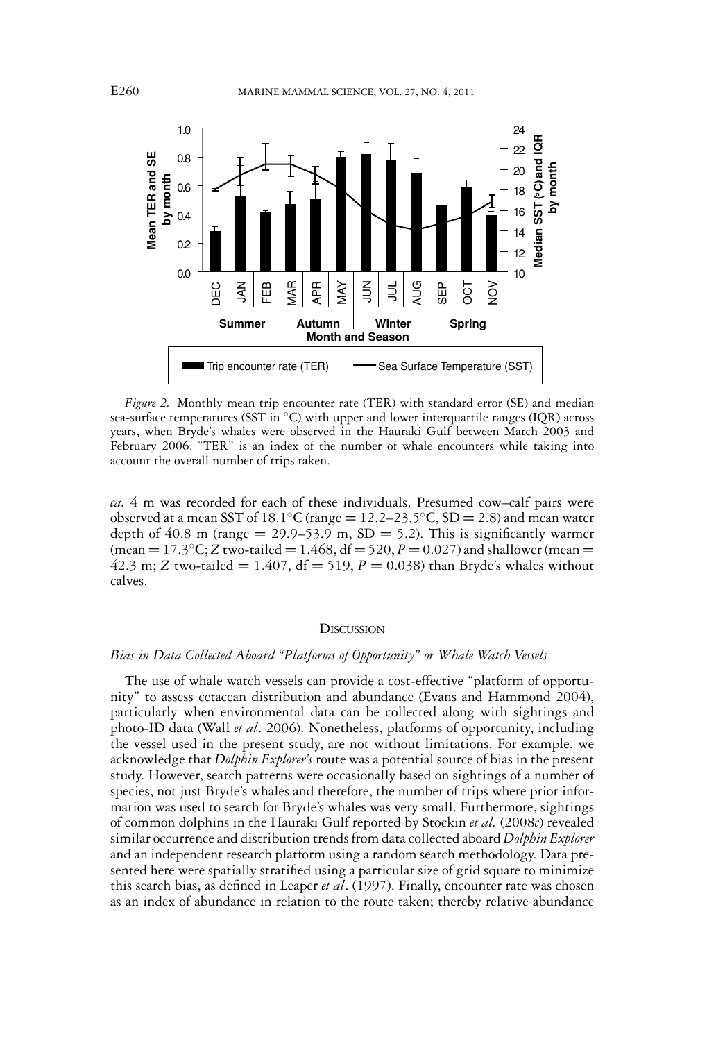*Figure 2.* Monthly mean trip encounter rate (TER) with standard error (SE) and median sea-surface temperatures (SST in °C) with upper and lower interquartile ranges (IQR) across years, when Bryde's whales were observed in the Hauraki Gulf between March 2003 and February 2006. "TER" is an index of the number of whale encounters while taking into account the overall number of trips taken.

*ca.* 4 m was recorded for each of these individuals. Presumed cow–calf pairs were observed at a mean SST of 18.1°C (range = 12.2–23.5°C, SD = 2.8) and mean water depth of 40.8 m (range = 29.9–53.9 m, SD = 5.2). This is significantly warmer (mean = 17.3°C; *Z* two-tailed = 1.468, df = 520, $P = 0.027$) and shallower (mean = 42.3 m; *Z* two-tailed = 1.407, df = 519, $P = 0.038$) than Bryde's whales without calves.

## Discussion

### *Bias in Data Collected Aboard "Platforms of Opportunity" or Whale Watch Vessels*

The use of whale watch vessels can provide a cost-effective "platform of opportunity" to assess cetacean distribution and abundance (Evans and Hammond 2004), particularly when environmental data can be collected along with sightings and photo-ID data (Wall *et al*. 2006). Nonetheless, platforms of opportunity, including the vessel used in the present study, are not without limitations. For example, we acknowledge that *Dolphin Explorer's* route was a potential source of bias in the present study. However, search patterns were occasionally based on sightings of a number of species, not just Bryde's whales and therefore, the number of trips where prior information was used to search for Bryde's whales was very small. Furthermore, sightings of common dolphins in the Hauraki Gulf reported by Stockin *et al.* (2008*c*) revealed similar occurrence and distribution trends from data collected aboard *Dolphin Explorer* and an independent research platform using a random search methodology. Data presented here were spatially stratified using a particular size of grid square to minimize this search bias, as defined in Leaper *et al*. (1997). Finally, encounter rate was chosen as an index of abundance in relation to the route taken; thereby relative abundance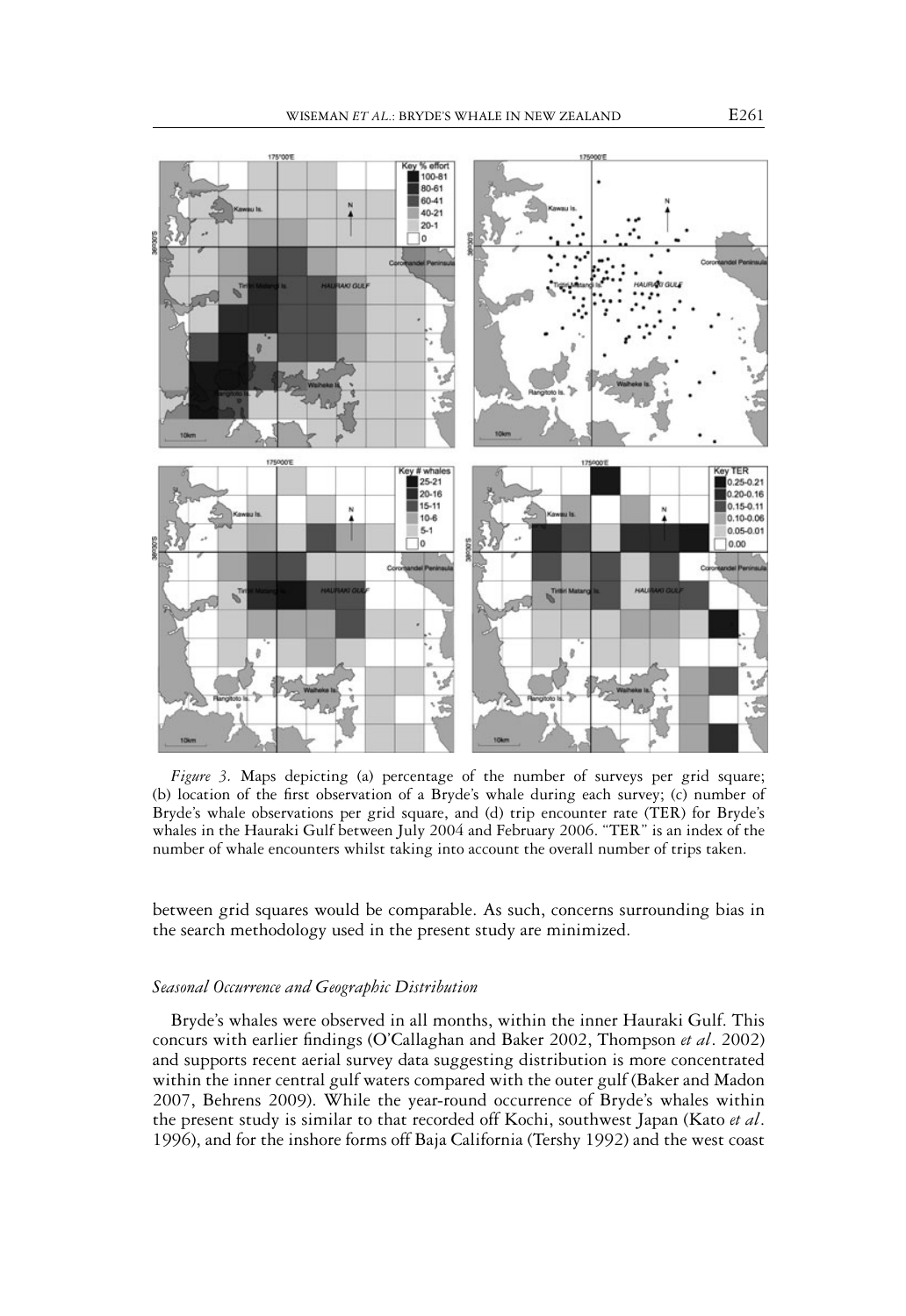*Figure 3.* Maps depicting (a) percentage of the number of surveys per grid square; (b) location of the first observation of a Bryde's whale during each survey; (c) number of Bryde's whale observations per grid square, and (d) trip encounter rate (TER) for Bryde's whales in the Hauraki Gulf between July 2004 and February 2006. "TER" is an index of the number of whale encounters whilst taking into account the overall number of trips taken.

between grid squares would be comparable. As such, concerns surrounding bias in the search methodology used in the present study are minimized.

### *Seasonal Occurrence and Geographic Distribution*

Bryde's whales were observed in all months, within the inner Hauraki Gulf. This concurs with earlier findings (O'Callaghan and Baker 2002, Thompson *et al*. 2002) and supports recent aerial survey data suggesting distribution is more concentrated within the inner central gulf waters compared with the outer gulf (Baker and Madon 2007, Behrens 2009). While the year-round occurrence of Bryde's whales within the present study is similar to that recorded off Kochi, southwest Japan (Kato *et al*. 1996), and for the inshore forms off Baja California (Tershy 1992) and the west coast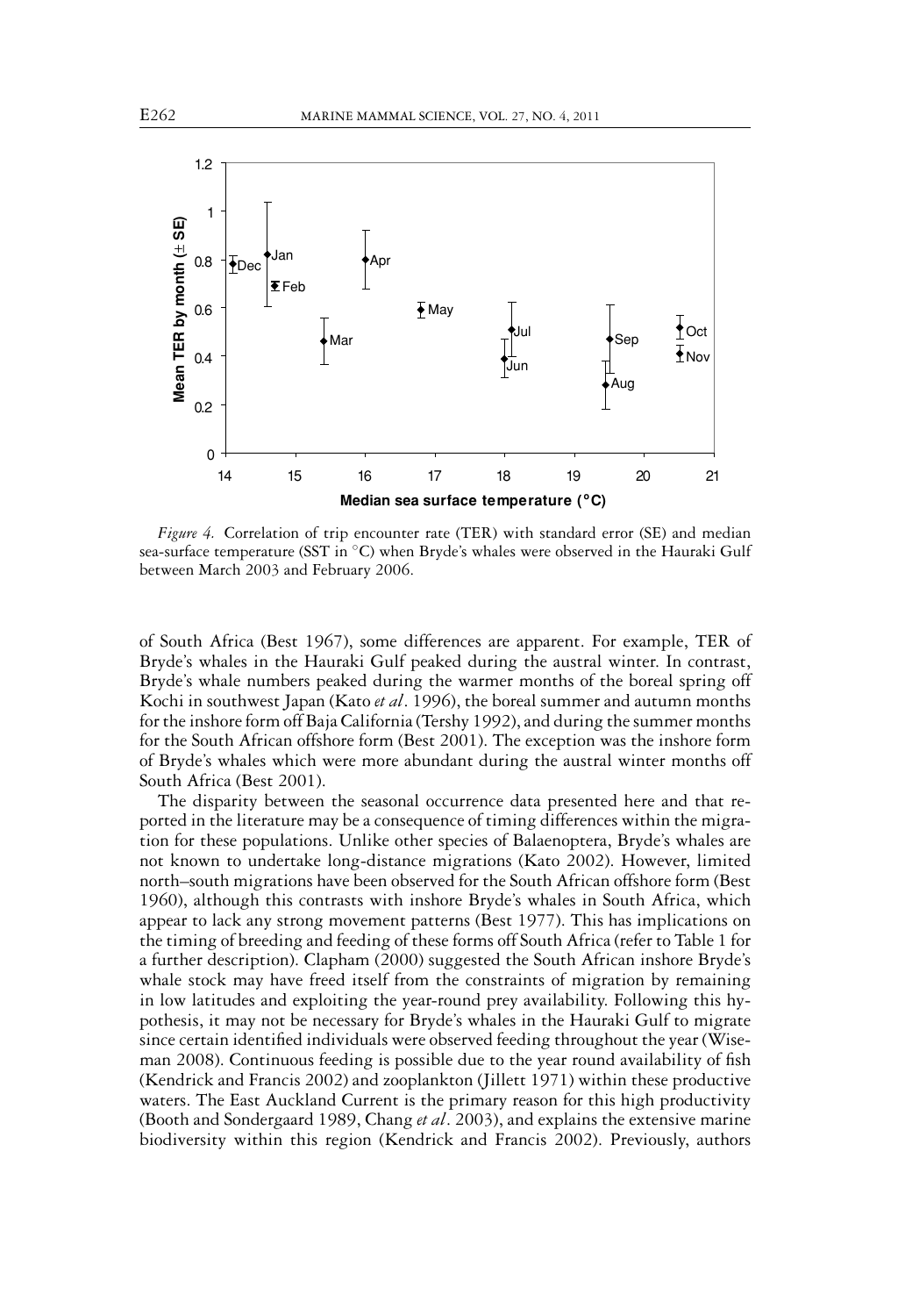*Figure 4.* Correlation of trip encounter rate (TER) with standard error (SE) and median sea-surface temperature (SST in °C) when Bryde's whales were observed in the Hauraki Gulf between March 2003 and February 2006.

of South Africa (Best 1967), some differences are apparent. For example, TER of Bryde's whales in the Hauraki Gulf peaked during the austral winter. In contrast, Bryde's whale numbers peaked during the warmer months of the boreal spring off Kochi in southwest Japan (Kato *et al*. 1996), the boreal summer and autumn months for the inshore form off Baja California (Tershy 1992), and during the summer months for the South African offshore form (Best 2001). The exception was the inshore form of Bryde's whales which were more abundant during the austral winter months off South Africa (Best 2001).

The disparity between the seasonal occurrence data presented here and that reported in the literature may be a consequence of timing differences within the migration for these populations. Unlike other species of Balaenoptera, Bryde's whales are not known to undertake long-distance migrations (Kato 2002). However, limited north–south migrations have been observed for the South African offshore form (Best 1960), although this contrasts with inshore Bryde's whales in South Africa, which appear to lack any strong movement patterns (Best 1977). This has implications on the timing of breeding and feeding of these forms off South Africa (refer to Table 1 for a further description). Clapham (2000) suggested the South African inshore Bryde's whale stock may have freed itself from the constraints of migration by remaining in low latitudes and exploiting the year-round prey availability. Following this hypothesis, it may not be necessary for Bryde's whales in the Hauraki Gulf to migrate since certain identified individuals were observed feeding throughout the year (Wiseman 2008). Continuous feeding is possible due to the year round availability of fish (Kendrick and Francis 2002) and zooplankton (Jillett 1971) within these productive waters. The East Auckland Current is the primary reason for this high productivity (Booth and Sondergaard 1989, Chang *et al*. 2003), and explains the extensive marine biodiversity within this region (Kendrick and Francis 2002). Previously, authors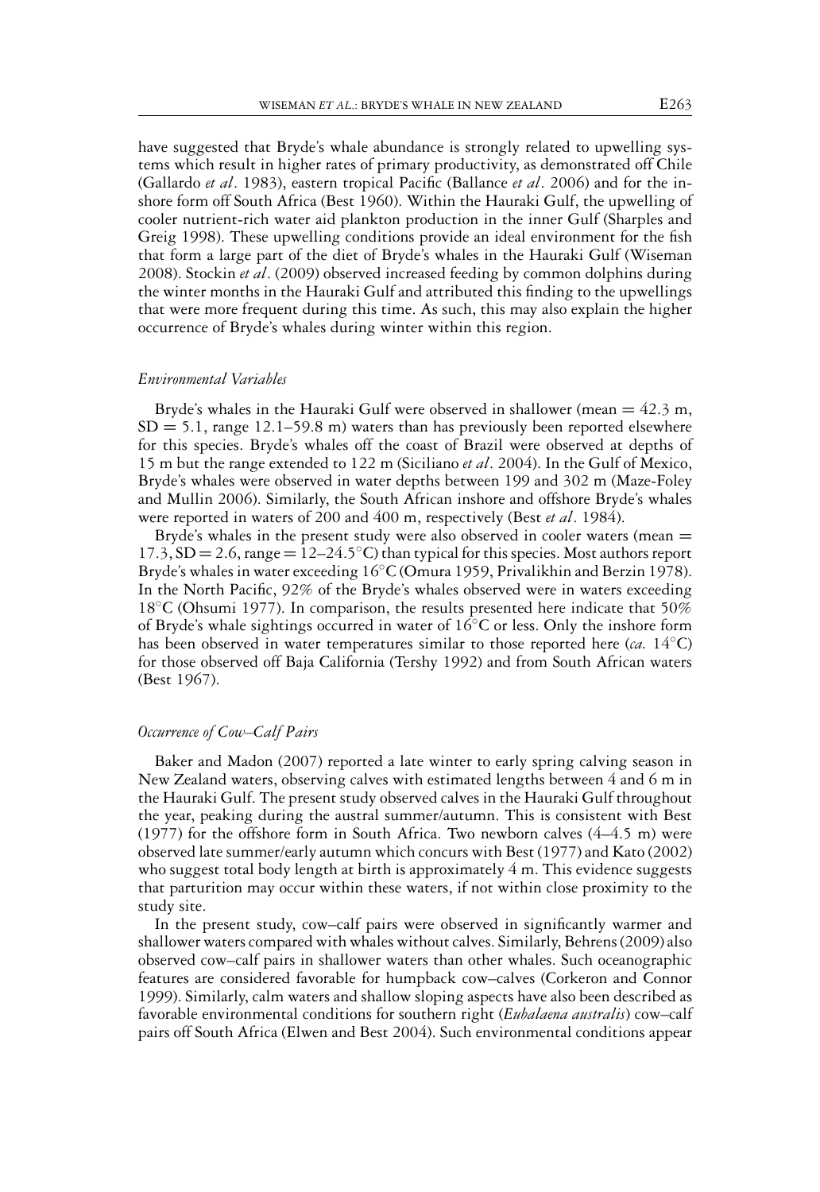have suggested that Bryde's whale abundance is strongly related to upwelling systems which result in higher rates of primary productivity, as demonstrated off Chile (Gallardo *et al*. 1983), eastern tropical Pacific (Ballance *et al*. 2006) and for the inshore form off South Africa (Best 1960). Within the Hauraki Gulf, the upwelling of cooler nutrient-rich water aid plankton production in the inner Gulf (Sharples and Greig 1998). These upwelling conditions provide an ideal environment for the fish that form a large part of the diet of Bryde's whales in the Hauraki Gulf (Wiseman 2008). Stockin *et al*. (2009) observed increased feeding by common dolphins during the winter months in the Hauraki Gulf and attributed this finding to the upwellings that were more frequent during this time. As such, this may also explain the higher occurrence of Bryde's whales during winter within this region.

### *Environmental Variables*

Bryde's whales in the Hauraki Gulf were observed in shallower (mean = 42.3 m, SD = 5.1, range 12.1–59.8 m) waters than has previously been reported elsewhere for this species. Bryde's whales off the coast of Brazil were observed at depths of 15 m but the range extended to 122 m (Siciliano *et al*. 2004). In the Gulf of Mexico, Bryde's whales were observed in water depths between 199 and 302 m (Maze-Foley and Mullin 2006). Similarly, the South African inshore and offshore Bryde's whales were reported in waters of 200 and 400 m, respectively (Best *et al*. 1984).

Bryde's whales in the present study were also observed in cooler waters (mean = 17.3, SD = 2.6, range = 12–24.5°C) than typical for this species. Most authors report Bryde's whales in water exceeding 16°C (Omura 1959, Privalikhin and Berzin 1978). In the North Pacific, 92% of the Bryde's whales observed were in waters exceeding 18°C (Ohsumi 1977). In comparison, the results presented here indicate that 50% of Bryde's whale sightings occurred in water of 16°C or less. Only the inshore form has been observed in water temperatures similar to those reported here (*ca.* 14°C) for those observed off Baja California (Tershy 1992) and from South African waters (Best 1967).

### *Occurrence of Cow–Calf Pairs*

Baker and Madon (2007) reported a late winter to early spring calving season in New Zealand waters, observing calves with estimated lengths between 4 and 6 m in the Hauraki Gulf. The present study observed calves in the Hauraki Gulf throughout the year, peaking during the austral summer/autumn. This is consistent with Best (1977) for the offshore form in South Africa. Two newborn calves (4–4.5 m) were observed late summer/early autumn which concurs with Best (1977) and Kato (2002) who suggest total body length at birth is approximately 4 m. This evidence suggests that parturition may occur within these waters, if not within close proximity to the study site.

In the present study, cow–calf pairs were observed in significantly warmer and shallower waters compared with whales without calves. Similarly, Behrens (2009) also observed cow–calf pairs in shallower waters than other whales. Such oceanographic features are considered favorable for humpback cow–calves (Corkeron and Connor 1999). Similarly, calm waters and shallow sloping aspects have also been described as favorable environmental conditions for southern right (*Eubalaena australis*) cow–calf pairs off South Africa (Elwen and Best 2004). Such environmental conditions appear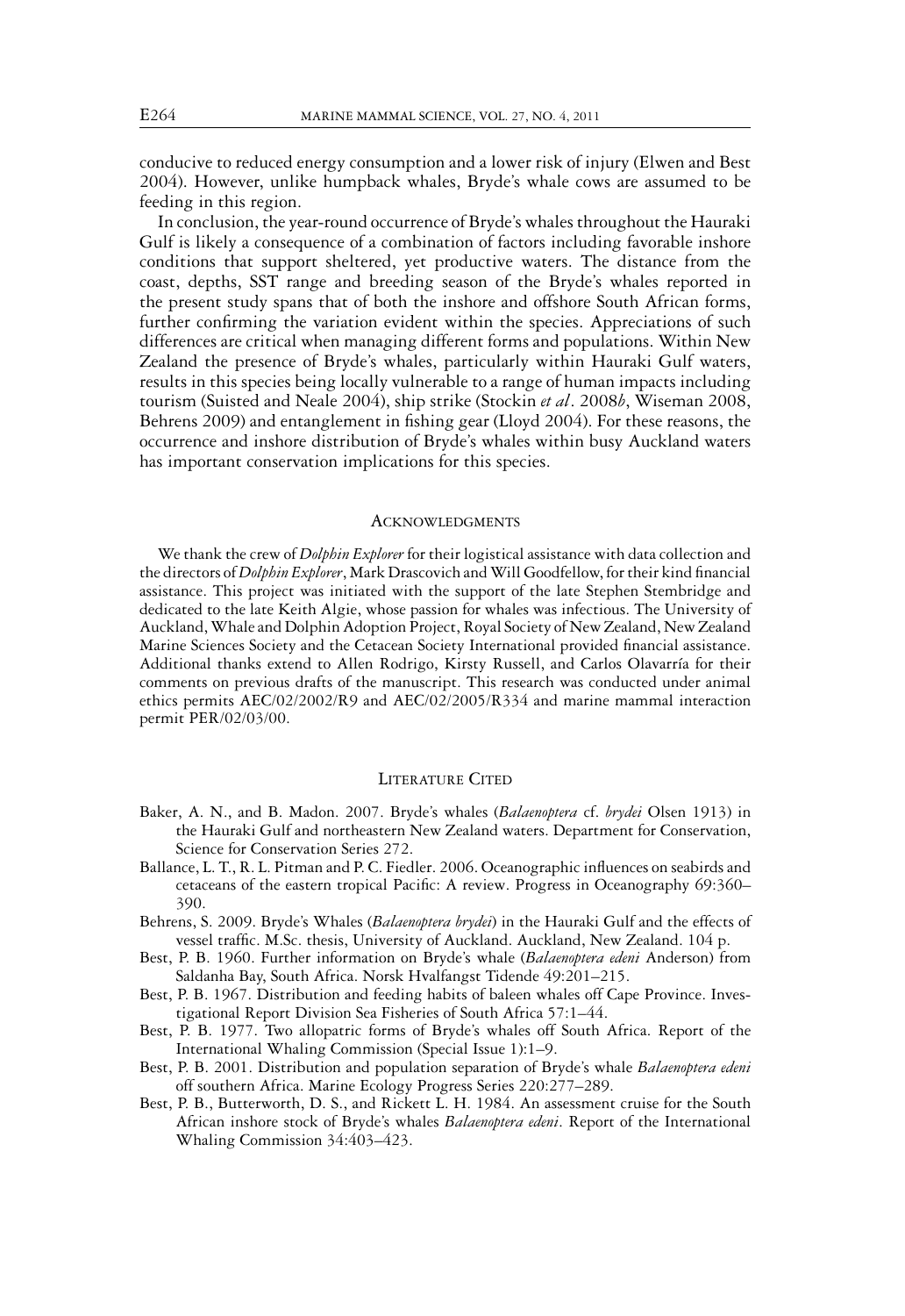conducive to reduced energy consumption and a lower risk of injury (Elwen and Best 2004). However, unlike humpback whales, Bryde's whale cows are assumed to be feeding in this region.

In conclusion, the year-round occurrence of Bryde's whales throughout the Hauraki Gulf is likely a consequence of a combination of factors including favorable inshore conditions that support sheltered, yet productive waters. The distance from the coast, depths, SST range and breeding season of the Bryde's whales reported in the present study spans that of both the inshore and offshore South African forms, further confirming the variation evident within the species. Appreciations of such differences are critical when managing different forms and populations. Within New Zealand the presence of Bryde's whales, particularly within Hauraki Gulf waters, results in this species being locally vulnerable to a range of human impacts including tourism (Suisted and Neale 2004), ship strike (Stockin *et al*. 2008*b*, Wiseman 2008, Behrens 2009) and entanglement in fishing gear (Lloyd 2004). For these reasons, the occurrence and inshore distribution of Bryde's whales within busy Auckland waters has important conservation implications for this species.

## Acknowledgments

We thank the crew of *Dolphin Explorer* for their logistical assistance with data collection and the directors of *Dolphin Explorer*, Mark Drascovich and Will Goodfellow, for their kind financial assistance. This project was initiated with the support of the late Stephen Stembridge and dedicated to the late Keith Algie, whose passion for whales was infectious. The University of Auckland, Whale and Dolphin Adoption Project, Royal Society of New Zealand, New Zealand Marine Sciences Society and the Cetacean Society International provided financial assistance. Additional thanks extend to Allen Rodrigo, Kirsty Russell, and Carlos Olavarría for their comments on previous drafts of the manuscript. This research was conducted under animal ethics permits AEC/02/2002/R9 and AEC/02/2005/R334 and marine mammal interaction permit PER/02/03/00.

## Literature Cited

Baker, A. N., and B. Madon. 2007. Bryde's whales (*Balaenoptera* cf. *brydei* Olsen 1913) in the Hauraki Gulf and northeastern New Zealand waters. Department for Conservation, Science for Conservation Series 272.

Ballance, L. T., R. L. Pitman and P. C. Fiedler. 2006. Oceanographic influences on seabirds and cetaceans of the eastern tropical Pacific: A review. Progress in Oceanography 69:360–390.

Behrens, S. 2009. Bryde's Whales (*Balaenoptera brydei*) in the Hauraki Gulf and the effects of vessel traffic. M.Sc. thesis, University of Auckland. Auckland, New Zealand. 104 p.

Best, P. B. 1960. Further information on Bryde's whale (*Balaenoptera edeni* Anderson) from Saldanha Bay, South Africa. Norsk Hvalfangst Tidende 49:201–215.

Best, P. B. 1967. Distribution and feeding habits of baleen whales off Cape Province. Investigational Report Division Sea Fisheries of South Africa 57:1–44.

Best, P. B. 1977. Two allopatric forms of Bryde's whales off South Africa. Report of the International Whaling Commission (Special Issue 1):1–9.

Best, P. B. 2001. Distribution and population separation of Bryde's whale *Balaenoptera edeni* off southern Africa. Marine Ecology Progress Series 220:277–289.

Best, P. B., Butterworth, D. S., and Rickett L. H. 1984. An assessment cruise for the South African inshore stock of Bryde's whales *Balaenoptera edeni*. Report of the International Whaling Commission 34:403–423.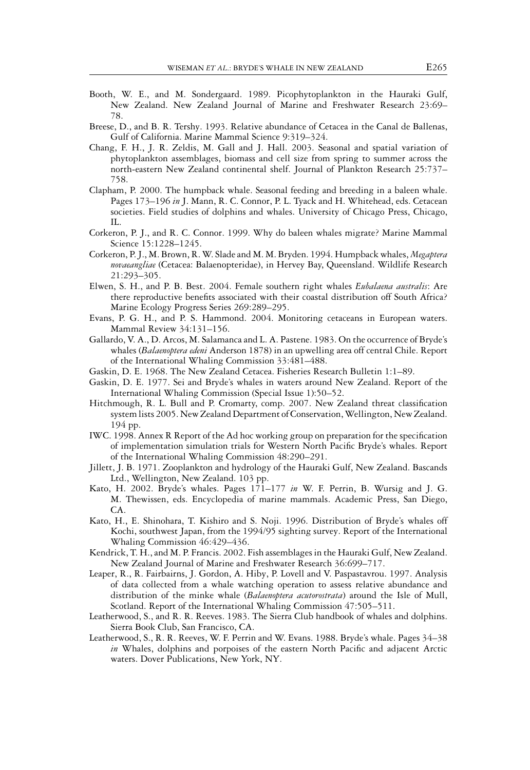Booth, W. E., and M. Sondergaard. 1989. Picophytoplankton in the Hauraki Gulf, New Zealand. New Zealand Journal of Marine and Freshwater Research 23:69–78.

Breese, D., and B. R. Tershy. 1993. Relative abundance of Cetacea in the Canal de Ballenas, Gulf of California. Marine Mammal Science 9:319–324.

Chang, F. H., J. R. Zeldis, M. Gall and J. Hall. 2003. Seasonal and spatial variation of phytoplankton assemblages, biomass and cell size from spring to summer across the north-eastern New Zealand continental shelf. Journal of Plankton Research 25:737–758.

Clapham, P. 2000. The humpback whale. Seasonal feeding and breeding in a baleen whale. Pages 173–196 *in* J. Mann, R. C. Connor, P. L. Tyack and H. Whitehead, eds. Cetacean societies. Field studies of dolphins and whales. University of Chicago Press, Chicago, IL.

Corkeron, P. J., and R. C. Connor. 1999. Why do baleen whales migrate? Marine Mammal Science 15:1228–1245.

Corkeron, P. J., M. Brown, R. W. Slade and M. M. Bryden. 1994. Humpback whales, *Megaptera novaeangliae* (Cetacea: Balaenopteridae), in Hervey Bay, Queensland. Wildlife Research 21:293–305.

Elwen, S. H., and P. B. Best. 2004. Female southern right whales *Eubalaena australis*: Are there reproductive benefits associated with their coastal distribution off South Africa? Marine Ecology Progress Series 269:289–295.

Evans, P. G. H., and P. S. Hammond. 2004. Monitoring cetaceans in European waters. Mammal Review 34:131–156.

Gallardo, V. A., D. Arcos, M. Salamanca and L. A. Pastene. 1983. On the occurrence of Bryde's whales (*Balaenoptera edeni* Anderson 1878) in an upwelling area off central Chile. Report of the International Whaling Commission 33:481–488.

Gaskin, D. E. 1968. The New Zealand Cetacea. Fisheries Research Bulletin 1:1–89.

Gaskin, D. E. 1977. Sei and Bryde's whales in waters around New Zealand. Report of the International Whaling Commission (Special Issue 1):50–52.

Hitchmough, R. L. Bull and P. Cromarty, comp. 2007. New Zealand threat classification system lists 2005. New Zealand Department of Conservation, Wellington, New Zealand. 194 pp.

IWC. 1998. Annex R Report of the Ad hoc working group on preparation for the specification of implementation simulation trials for Western North Pacific Bryde's whales. Report of the International Whaling Commission 48:290–291.

Jillett, J. B. 1971. Zooplankton and hydrology of the Hauraki Gulf, New Zealand. Bascands Ltd., Wellington, New Zealand. 103 pp.

Kato, H. 2002. Bryde's whales. Pages 171–177 *in* W. F. Perrin, B. Wursig and J. G. M. Thewissen, eds. Encyclopedia of marine mammals. Academic Press, San Diego, CA.

Kato, H., E. Shinohara, T. Kishiro and S. Noji. 1996. Distribution of Bryde's whales off Kochi, southwest Japan, from the 1994/95 sighting survey. Report of the International Whaling Commission 46:429–436.

Kendrick, T. H., and M. P. Francis. 2002. Fish assemblages in the Hauraki Gulf, New Zealand. New Zealand Journal of Marine and Freshwater Research 36:699–717.

Leaper, R., R. Fairbairns, J. Gordon, A. Hiby, P. Lovell and V. Paspastavrou. 1997. Analysis of data collected from a whale watching operation to assess relative abundance and distribution of the minke whale (*Balaenoptera acutorostrata*) around the Isle of Mull, Scotland. Report of the International Whaling Commission 47:505–511.

Leatherwood, S., and R. R. Reeves. 1983. The Sierra Club handbook of whales and dolphins. Sierra Book Club, San Francisco, CA.

Leatherwood, S., R. R. Reeves, W. F. Perrin and W. Evans. 1988. Bryde's whale. Pages 34–38 *in* Whales, dolphins and porpoises of the eastern North Pacific and adjacent Arctic waters. Dover Publications, New York, NY.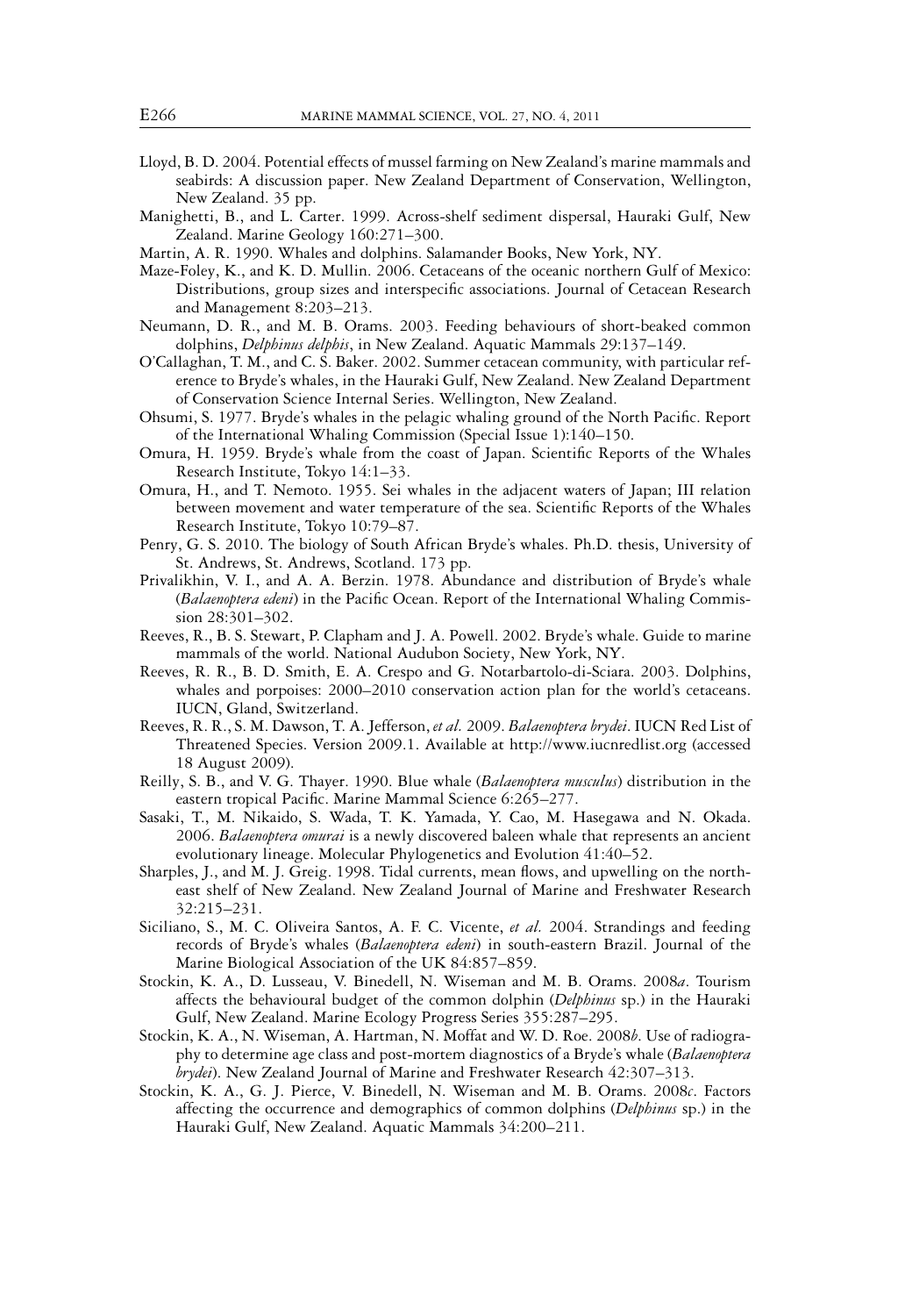Lloyd, B. D. 2004. Potential effects of mussel farming on New Zealand's marine mammals and seabirds: A discussion paper. New Zealand Department of Conservation, Wellington, New Zealand. 35 pp.

Manighetti, B., and L. Carter. 1999. Across-shelf sediment dispersal, Hauraki Gulf, New Zealand. Marine Geology 160:271–300.

Martin, A. R. 1990. Whales and dolphins. Salamander Books, New York, NY.

Maze-Foley, K., and K. D. Mullin. 2006. Cetaceans of the oceanic northern Gulf of Mexico: Distributions, group sizes and interspecific associations. Journal of Cetacean Research and Management 8:203–213.

Neumann, D. R., and M. B. Orams. 2003. Feeding behaviours of short-beaked common dolphins, *Delphinus delphis*, in New Zealand. Aquatic Mammals 29:137–149.

O'Callaghan, T. M., and C. S. Baker. 2002. Summer cetacean community, with particular reference to Bryde's whales, in the Hauraki Gulf, New Zealand. New Zealand Department of Conservation Science Internal Series. Wellington, New Zealand.

Ohsumi, S. 1977. Bryde's whales in the pelagic whaling ground of the North Pacific. Report of the International Whaling Commission (Special Issue 1):140–150.

Omura, H. 1959. Bryde's whale from the coast of Japan. Scientific Reports of the Whales Research Institute, Tokyo 14:1–33.

Omura, H., and T. Nemoto. 1955. Sei whales in the adjacent waters of Japan; III relation between movement and water temperature of the sea. Scientific Reports of the Whales Research Institute, Tokyo 10:79–87.

Penry, G. S. 2010. The biology of South African Bryde's whales. Ph.D. thesis, University of St. Andrews, St. Andrews, Scotland. 173 pp.

Privalikhin, V. I., and A. A. Berzin. 1978. Abundance and distribution of Bryde's whale (*Balaenoptera edeni*) in the Pacific Ocean. Report of the International Whaling Commission 28:301–302.

Reeves, R., B. S. Stewart, P. Clapham and J. A. Powell. 2002. Bryde's whale. Guide to marine mammals of the world. National Audubon Society, New York, NY.

Reeves, R. R., B. D. Smith, E. A. Crespo and G. Notarbartolo-di-Sciara. 2003. Dolphins, whales and porpoises: 2000–2010 conservation action plan for the world's cetaceans. IUCN, Gland, Switzerland.

Reeves, R. R., S. M. Dawson, T. A. Jefferson, *et al.* 2009. *Balaenoptera brydei*. IUCN Red List of Threatened Species. Version 2009.1. Available at http://www.iucnredlist.org (accessed 18 August 2009).

Reilly, S. B., and V. G. Thayer. 1990. Blue whale (*Balaenoptera musculus*) distribution in the eastern tropical Pacific. Marine Mammal Science 6:265–277.

Sasaki, T., M. Nikaido, S. Wada, T. K. Yamada, Y. Cao, M. Hasegawa and N. Okada. 2006. *Balaenoptera omurai* is a newly discovered baleen whale that represents an ancient evolutionary lineage. Molecular Phylogenetics and Evolution 41:40–52.

Sharples, J., and M. J. Greig. 1998. Tidal currents, mean flows, and upwelling on the north-east shelf of New Zealand. New Zealand Journal of Marine and Freshwater Research 32:215–231.

Siciliano, S., M. C. Oliveira Santos, A. F. C. Vicente, *et al.* 2004. Strandings and feeding records of Bryde's whales (*Balaenoptera edeni*) in south-eastern Brazil. Journal of the Marine Biological Association of the UK 84:857–859.

Stockin, K. A., D. Lusseau, V. Binedell, N. Wiseman and M. B. Orams. 2008*a*. Tourism affects the behavioural budget of the common dolphin (*Delphinus* sp.) in the Hauraki Gulf, New Zealand. Marine Ecology Progress Series 355:287–295.

Stockin, K. A., N. Wiseman, A. Hartman, N. Moffat and W. D. Roe. 2008*b*. Use of radiography to determine age class and post-mortem diagnostics of a Bryde's whale (*Balaenoptera brydei*). New Zealand Journal of Marine and Freshwater Research 42:307–313.

Stockin, K. A., G. J. Pierce, V. Binedell, N. Wiseman and M. B. Orams. 2008*c*. Factors affecting the occurrence and demographics of common dolphins (*Delphinus* sp.) in the Hauraki Gulf, New Zealand. Aquatic Mammals 34:200–211.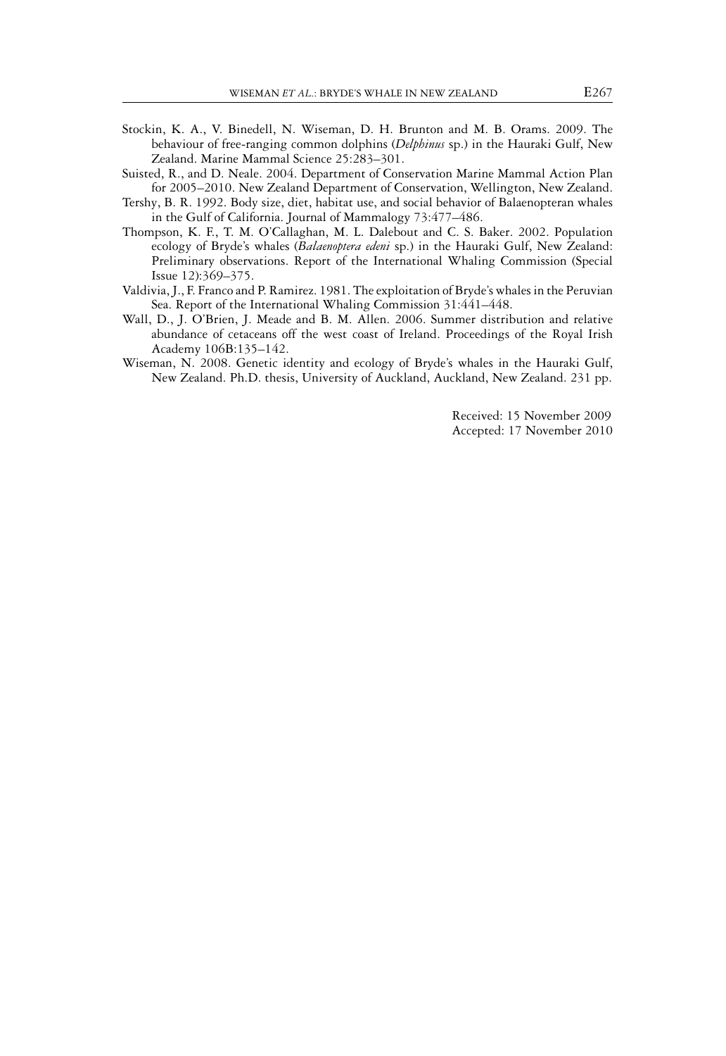Stockin, K. A., V. Binedell, N. Wiseman, D. H. Brunton and M. B. Orams. 2009. The behaviour of free-ranging common dolphins (*Delphinus* sp.) in the Hauraki Gulf, New Zealand. Marine Mammal Science 25:283–301.

Suisted, R., and D. Neale. 2004. Department of Conservation Marine Mammal Action Plan for 2005–2010. New Zealand Department of Conservation, Wellington, New Zealand.

Tershy, B. R. 1992. Body size, diet, habitat use, and social behavior of Balaenopteran whales in the Gulf of California. Journal of Mammalogy 73:477–486.

Thompson, K. F., T. M. O'Callaghan, M. L. Dalebout and C. S. Baker. 2002. Population ecology of Bryde's whales (*Balaenoptera edeni* sp.) in the Hauraki Gulf, New Zealand: Preliminary observations. Report of the International Whaling Commission (Special Issue 12):369–375.

Valdivia, J., F. Franco and P. Ramirez. 1981. The exploitation of Bryde's whales in the Peruvian Sea. Report of the International Whaling Commission 31:441–448.

Wall, D., J. O'Brien, J. Meade and B. M. Allen. 2006. Summer distribution and relative abundance of cetaceans off the west coast of Ireland. Proceedings of the Royal Irish Academy 106B:135–142.

Wiseman, N. 2008. Genetic identity and ecology of Bryde's whales in the Hauraki Gulf, New Zealand. Ph.D. thesis, University of Auckland, Auckland, New Zealand. 231 pp.

Received: 15 November 2009
Accepted: 17 November 2010